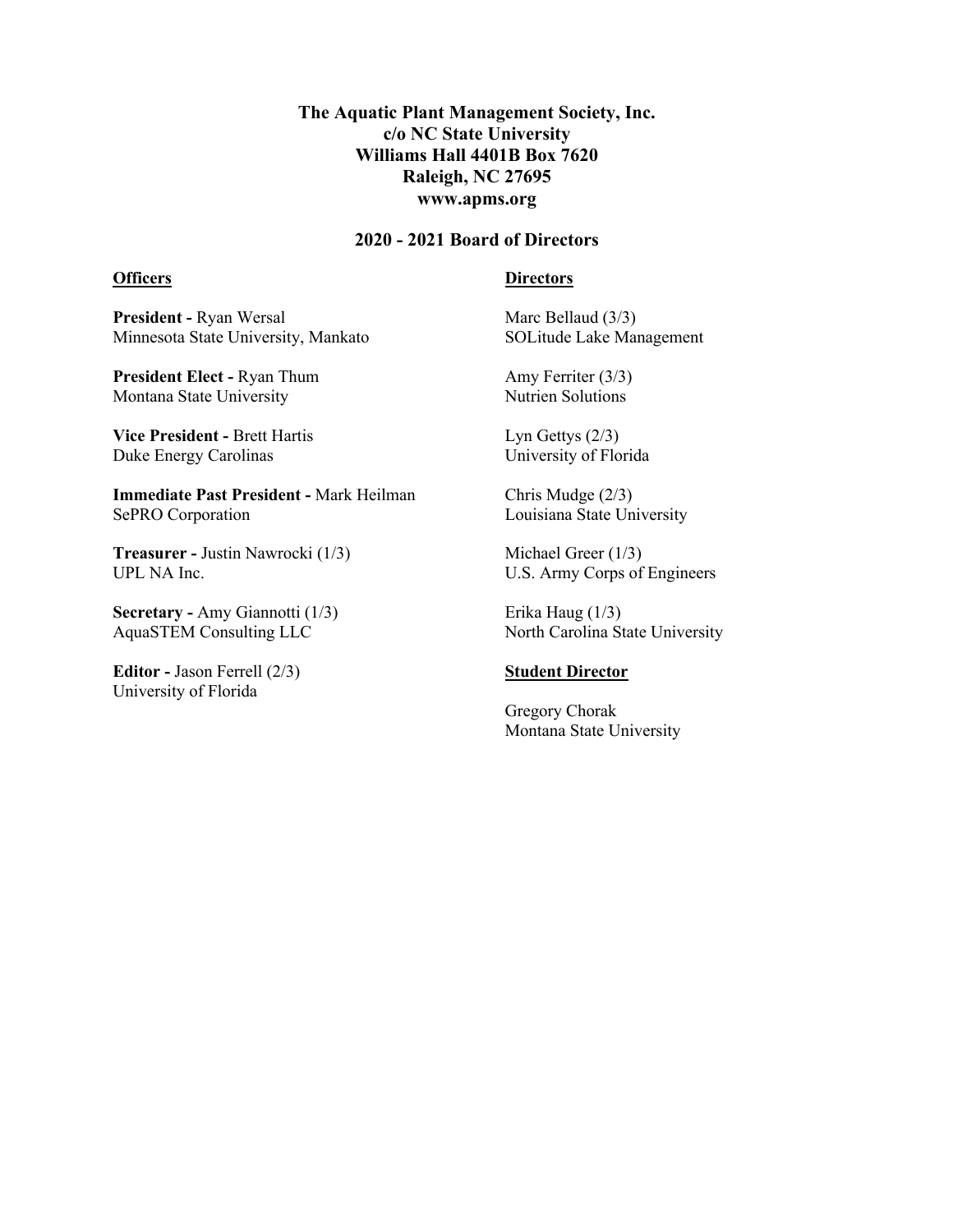**The Aquatic Plant Management Society, Inc.**
**c/o NC State University**
**Williams Hall 4401B Box 7620**
**Raleigh, NC 27695**
**www.apms.org**

## 2020 - 2021 Board of Directors

### Officers

**President -** Ryan Wersal
Minnesota State University, Mankato

**President Elect -** Ryan Thum
Montana State University

**Vice President -** Brett Hartis
Duke Energy Carolinas

**Immediate Past President -** Mark Heilman
SePRO Corporation

**Treasurer -** Justin Nawrocki (1/3)
UPL NA Inc.

**Secretary -** Amy Giannotti (1/3)
AquaSTEM Consulting LLC

**Editor -** Jason Ferrell (2/3)
University of Florida

### Directors

Marc Bellaud (3/3)
SOLitude Lake Management

Amy Ferriter (3/3)
Nutrien Solutions

Lyn Gettys (2/3)
University of Florida

Chris Mudge (2/3)
Louisiana State University

Michael Greer (1/3)
U.S. Army Corps of Engineers

Erika Haug (1/3)
North Carolina State University

### Student Director

Gregory Chorak
Montana State University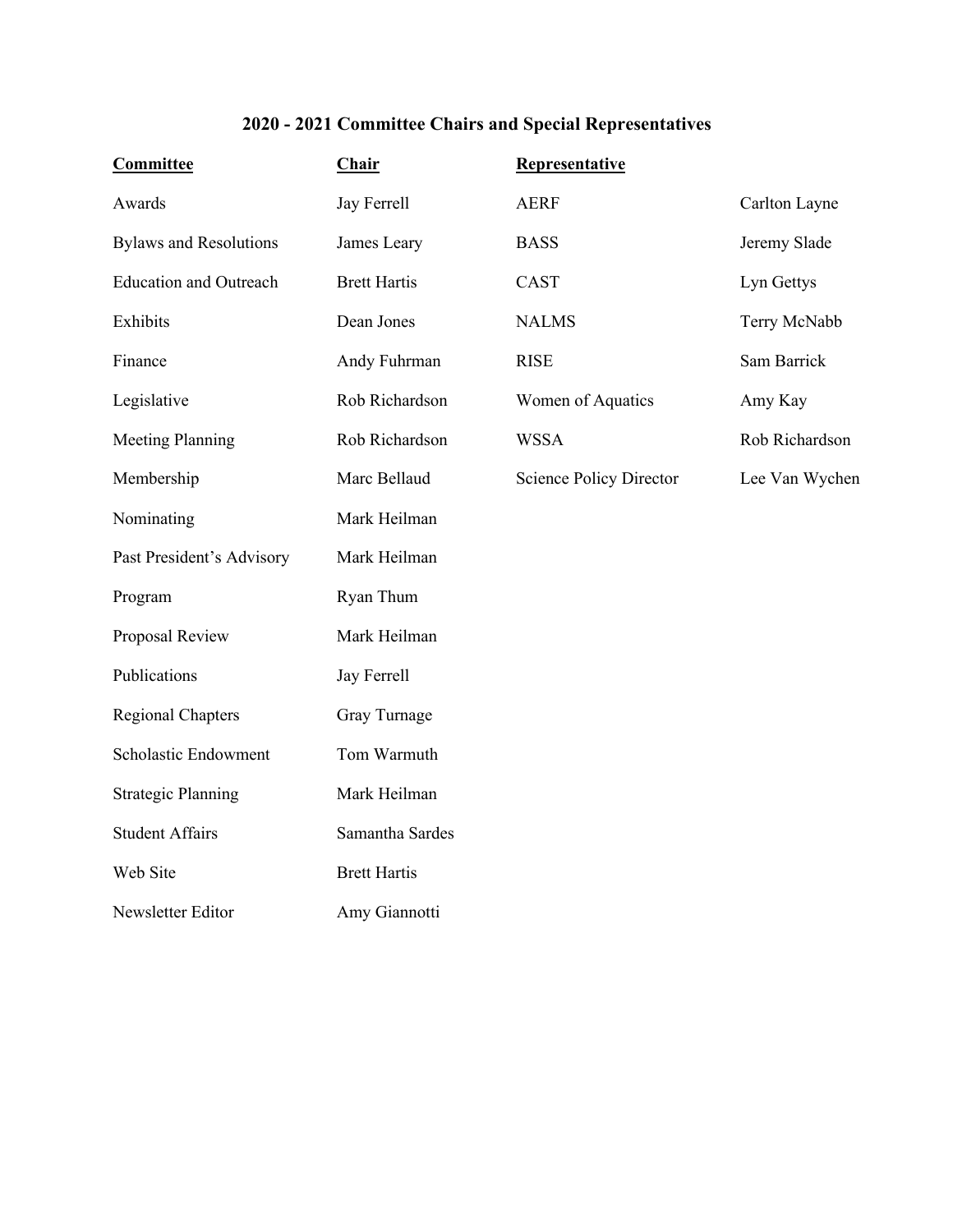## 2020 - 2021 Committee Chairs and Special Representatives

| Committee | Chair | Representative | |
|---|---|---|---|
| Awards | Jay Ferrell | AERF | Carlton Layne |
| Bylaws and Resolutions | James Leary | BASS | Jeremy Slade |
| Education and Outreach | Brett Hartis | CAST | Lyn Gettys |
| Exhibits | Dean Jones | NALMS | Terry McNabb |
| Finance | Andy Fuhrman | RISE | Sam Barrick |
| Legislative | Rob Richardson | Women of Aquatics | Amy Kay |
| Meeting Planning | Rob Richardson | WSSA | Rob Richardson |
| Membership | Marc Bellaud | Science Policy Director | Lee Van Wychen |
| Nominating | Mark Heilman | | |
| Past President's Advisory | Mark Heilman | | |
| Program | Ryan Thum | | |
| Proposal Review | Mark Heilman | | |
| Publications | Jay Ferrell | | |
| Regional Chapters | Gray Turnage | | |
| Scholastic Endowment | Tom Warmuth | | |
| Strategic Planning | Mark Heilman | | |
| Student Affairs | Samantha Sardes | | |
| Web Site | Brett Hartis | | |
| Newsletter Editor | Amy Giannotti | | |